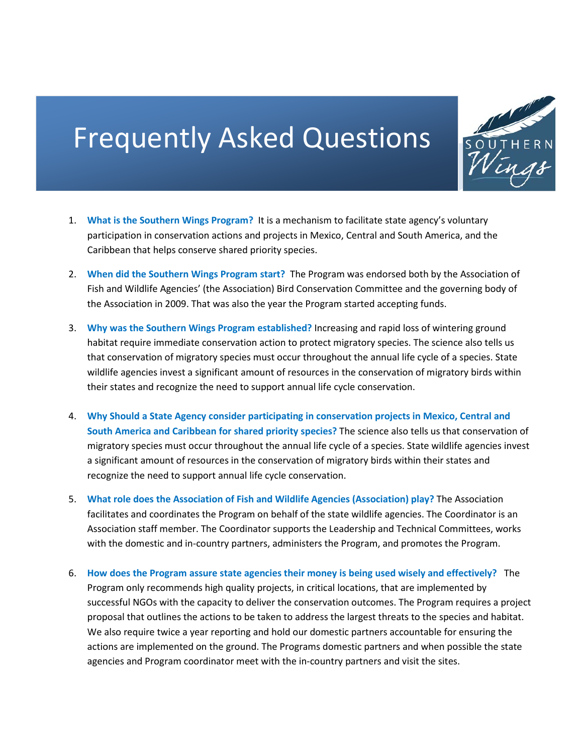# Frequently Asked Questions

SOUTHERN *Wings*

1. **What is the Southern Wings Program?** It is a mechanism to facilitate state agency's voluntary participation in conservation actions and projects in Mexico, Central and South America, and the Caribbean that helps conserve shared priority species.

2. **When did the Southern Wings Program start?** The Program was endorsed both by the Association of Fish and Wildlife Agencies' (the Association) Bird Conservation Committee and the governing body of the Association in 2009. That was also the year the Program started accepting funds.

3. **Why was the Southern Wings Program established?** Increasing and rapid loss of wintering ground habitat require immediate conservation action to protect migratory species. The science also tells us that conservation of migratory species must occur throughout the annual life cycle of a species. State wildlife agencies invest a significant amount of resources in the conservation of migratory birds within their states and recognize the need to support annual life cycle conservation.

4. **Why Should a State Agency consider participating in conservation projects in Mexico, Central and South America and Caribbean for shared priority species?** The science also tells us that conservation of migratory species must occur throughout the annual life cycle of a species. State wildlife agencies invest a significant amount of resources in the conservation of migratory birds within their states and recognize the need to support annual life cycle conservation.

5. **What role does the Association of Fish and Wildlife Agencies (Association) play?** The Association facilitates and coordinates the Program on behalf of the state wildlife agencies. The Coordinator is an Association staff member. The Coordinator supports the Leadership and Technical Committees, works with the domestic and in-country partners, administers the Program, and promotes the Program.

6. **How does the Program assure state agencies their money is being used wisely and effectively?** The Program only recommends high quality projects, in critical locations, that are implemented by successful NGOs with the capacity to deliver the conservation outcomes. The Program requires a project proposal that outlines the actions to be taken to address the largest threats to the species and habitat. We also require twice a year reporting and hold our domestic partners accountable for ensuring the actions are implemented on the ground. The Programs domestic partners and when possible the state agencies and Program coordinator meet with the in-country partners and visit the sites.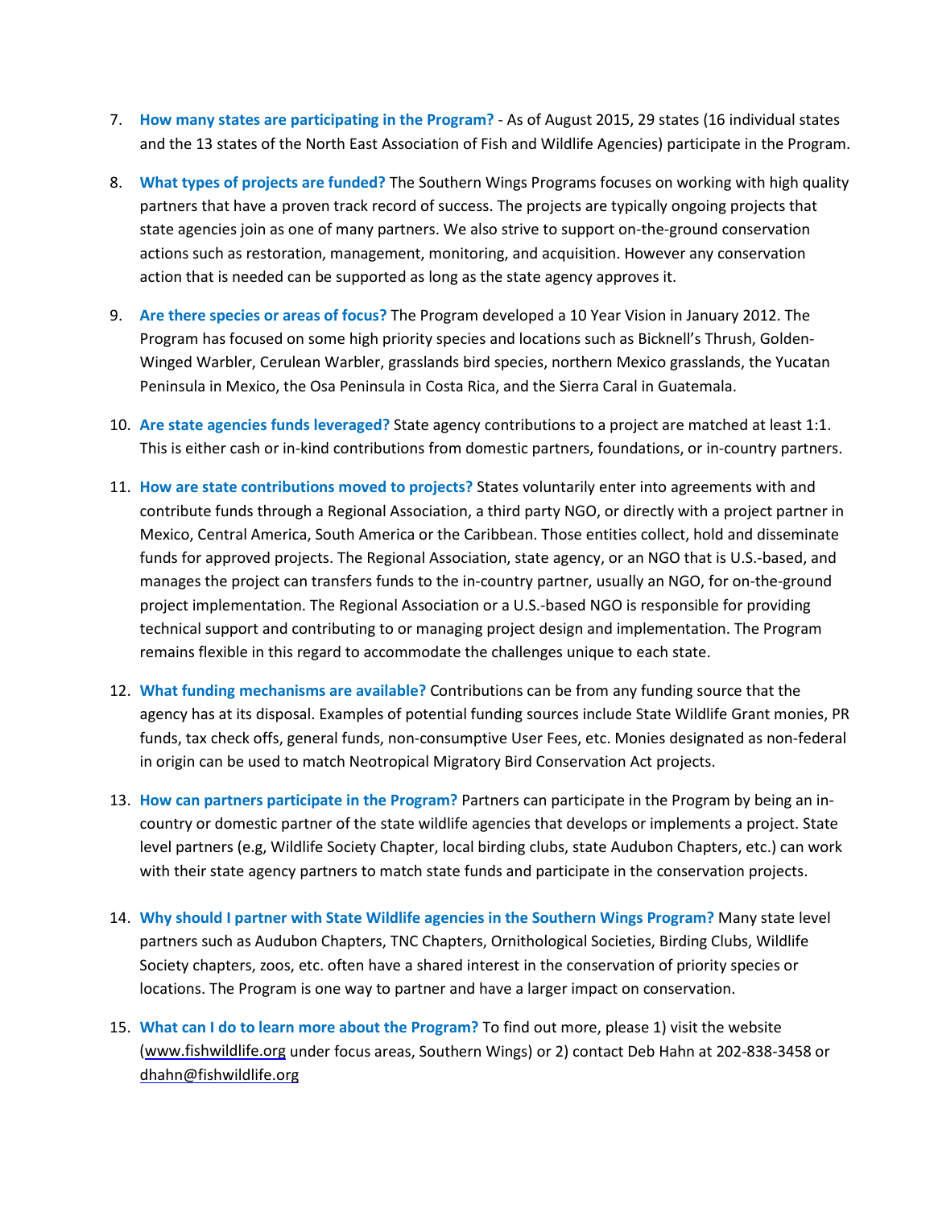7. **How many states are participating in the Program?** - As of August 2015, 29 states (16 individual states and the 13 states of the North East Association of Fish and Wildlife Agencies) participate in the Program.

8. **What types of projects are funded?** The Southern Wings Programs focuses on working with high quality partners that have a proven track record of success. The projects are typically ongoing projects that state agencies join as one of many partners. We also strive to support on-the-ground conservation actions such as restoration, management, monitoring, and acquisition. However any conservation action that is needed can be supported as long as the state agency approves it.

9. **Are there species or areas of focus?** The Program developed a 10 Year Vision in January 2012. The Program has focused on some high priority species and locations such as Bicknell's Thrush, Golden-Winged Warbler, Cerulean Warbler, grasslands bird species, northern Mexico grasslands, the Yucatan Peninsula in Mexico, the Osa Peninsula in Costa Rica, and the Sierra Caral in Guatemala.

10. **Are state agencies funds leveraged?** State agency contributions to a project are matched at least 1:1. This is either cash or in-kind contributions from domestic partners, foundations, or in-country partners.

11. **How are state contributions moved to projects?** States voluntarily enter into agreements with and contribute funds through a Regional Association, a third party NGO, or directly with a project partner in Mexico, Central America, South America or the Caribbean. Those entities collect, hold and disseminate funds for approved projects. The Regional Association, state agency, or an NGO that is U.S.-based, and manages the project can transfers funds to the in-country partner, usually an NGO, for on-the-ground project implementation. The Regional Association or a U.S.-based NGO is responsible for providing technical support and contributing to or managing project design and implementation. The Program remains flexible in this regard to accommodate the challenges unique to each state.

12. **What funding mechanisms are available?** Contributions can be from any funding source that the agency has at its disposal. Examples of potential funding sources include State Wildlife Grant monies, PR funds, tax check offs, general funds, non-consumptive User Fees, etc. Monies designated as non-federal in origin can be used to match Neotropical Migratory Bird Conservation Act projects.

13. **How can partners participate in the Program?** Partners can participate in the Program by being an in-country or domestic partner of the state wildlife agencies that develops or implements a project. State level partners (e.g, Wildlife Society Chapter, local birding clubs, state Audubon Chapters, etc.) can work with their state agency partners to match state funds and participate in the conservation projects.

14. **Why should I partner with State Wildlife agencies in the Southern Wings Program?** Many state level partners such as Audubon Chapters, TNC Chapters, Ornithological Societies, Birding Clubs, Wildlife Society chapters, zoos, etc. often have a shared interest in the conservation of priority species or locations. The Program is one way to partner and have a larger impact on conservation.

15. **What can I do to learn more about the Program?** To find out more, please 1) visit the website (www.fishwildlife.org under focus areas, Southern Wings) or 2) contact Deb Hahn at 202-838-3458 or dhahn@fishwildlife.org